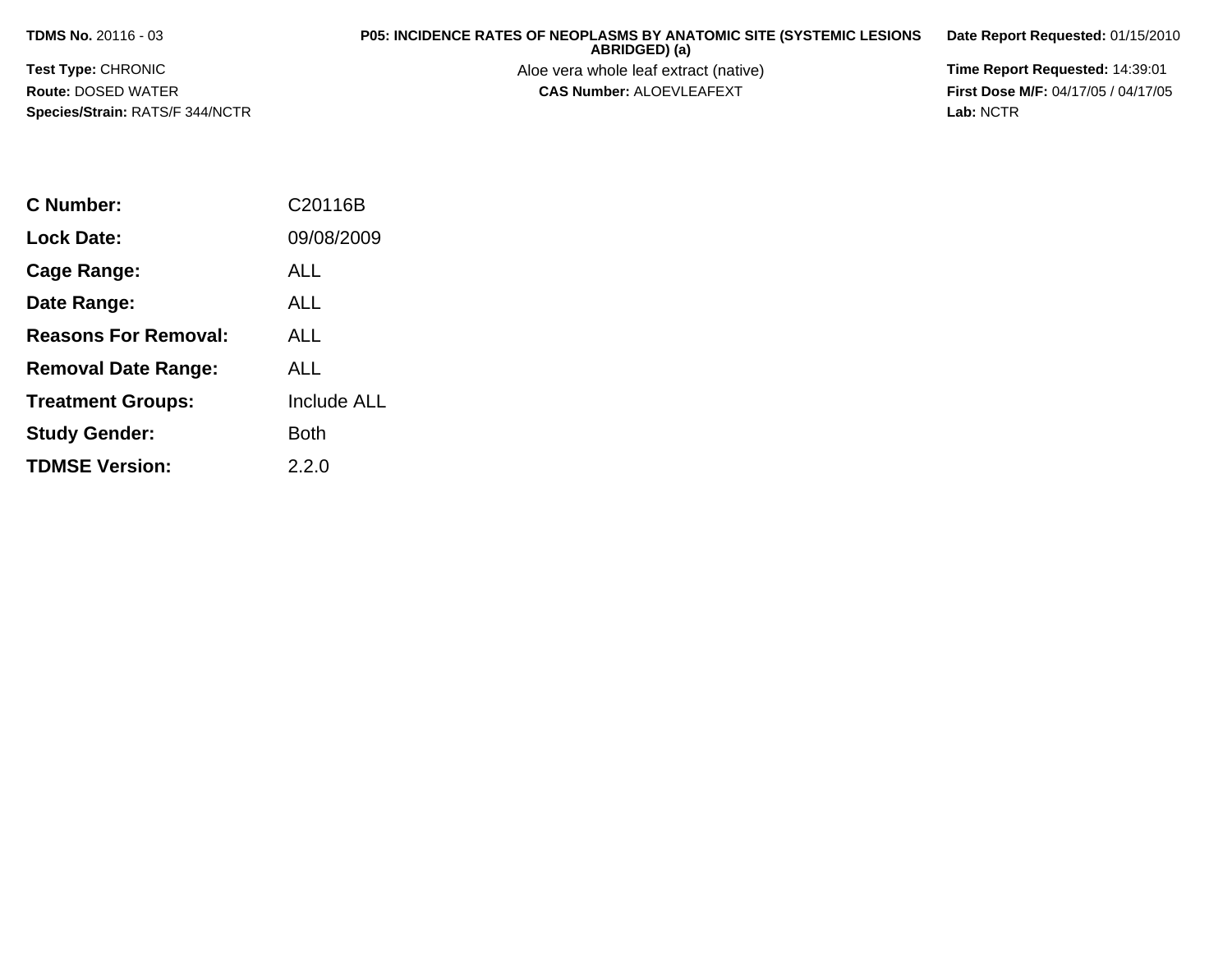**TDMS No.** 20116 - 03

**Test Type:** CHRONIC

**Route:** DOSED WATER

**Species/Strain:** RATS/F 344/NCTR

**P05: INCIDENCE RATES OF NEOPLASMS BY ANATOMIC SITE (SYSTEMIC LESIONS ABRIDGED) (a)**

Aloe vera whole leaf extract (native)

**CAS Number:** ALOEVLEAFEXT

**Date Report Requested:** 01/15/2010

**Time Report Requested:** 14:39:01

**First Dose M/F:** 04/17/05 / 04/17/05

**Lab:** NCTR

| | |
|---|---|
| **C Number:** | C20116B |
| **Lock Date:** | 09/08/2009 |
| **Cage Range:** | ALL |
| **Date Range:** | ALL |
| **Reasons For Removal:** | ALL |
| **Removal Date Range:** | ALL |
| **Treatment Groups:** | Include ALL |
| **Study Gender:** | Both |
| **TDMSE Version:** | 2.2.0 |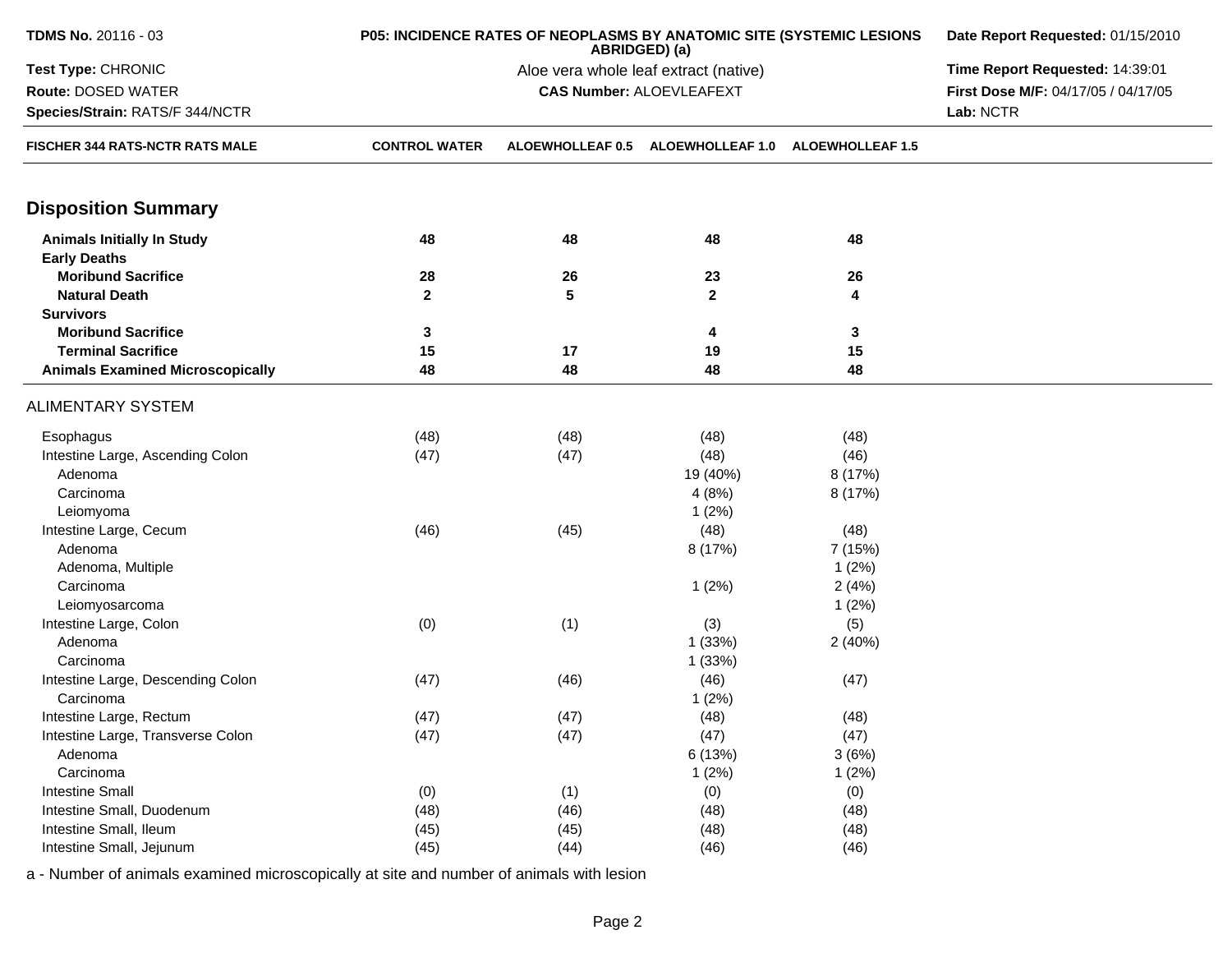| FISCHER 344 RATS-NCTR RATS MALE | CONTROL WATER | ALOEWHOLLEAF 0.5 | ALOEWHOLLEAF 1.0 | ALOEWHOLLEAF 1.5 |
|---|---|---|---|---|

## Disposition Summary

| | CONTROL WATER | ALOEWHOLLEAF 0.5 | ALOEWHOLLEAF 1.0 | ALOEWHOLLEAF 1.5 |
|---|---|---|---|---|
| **Animals Initially In Study** | **48** | **48** | **48** | **48** |
| **Early Deaths** | | | | |
| **Moribund Sacrifice** | **28** | **26** | **23** | **26** |
| **Natural Death** | **2** | **5** | **2** | **4** |
| **Survivors** | | | | |
| **Moribund Sacrifice** | **3** | | **4** | **3** |
| **Terminal Sacrifice** | **15** | **17** | **19** | **15** |
| **Animals Examined Microscopically** | **48** | **48** | **48** | **48** |

ALIMENTARY SYSTEM

| | CONTROL WATER | ALOEWHOLLEAF 0.5 | ALOEWHOLLEAF 1.0 | ALOEWHOLLEAF 1.5 |
|---|---|---|---|---|
| Esophagus | (48) | (48) | (48) | (48) |
| Intestine Large, Ascending Colon | (47) | (47) | (48) | (46) |
| Adenoma | | | 19 (40%) | 8 (17%) |
| Carcinoma | | | 4 (8%) | 8 (17%) |
| Leiomyoma | | | 1 (2%) | |
| Intestine Large, Cecum | (46) | (45) | (48) | (48) |
| Adenoma | | | 8 (17%) | 7 (15%) |
| Adenoma, Multiple | | | | 1 (2%) |
| Carcinoma | | | 1 (2%) | 2 (4%) |
| Leiomyosarcoma | | | | 1 (2%) |
| Intestine Large, Colon | (0) | (1) | (3) | (5) |
| Adenoma | | | 1 (33%) | 2 (40%) |
| Carcinoma | | | 1 (33%) | |
| Intestine Large, Descending Colon | (47) | (46) | (46) | (47) |
| Carcinoma | | | 1 (2%) | |
| Intestine Large, Rectum | (47) | (47) | (48) | (48) |
| Intestine Large, Transverse Colon | (47) | (47) | (47) | (47) |
| Adenoma | | | 6 (13%) | 3 (6%) |
| Carcinoma | | | 1 (2%) | 1 (2%) |
| Intestine Small | (0) | (1) | (0) | (0) |
| Intestine Small, Duodenum | (48) | (46) | (48) | (48) |
| Intestine Small, Ileum | (45) | (45) | (48) | (48) |
| Intestine Small, Jejunum | (45) | (44) | (46) | (46) |

a - Number of animals examined microscopically at site and number of animals with lesion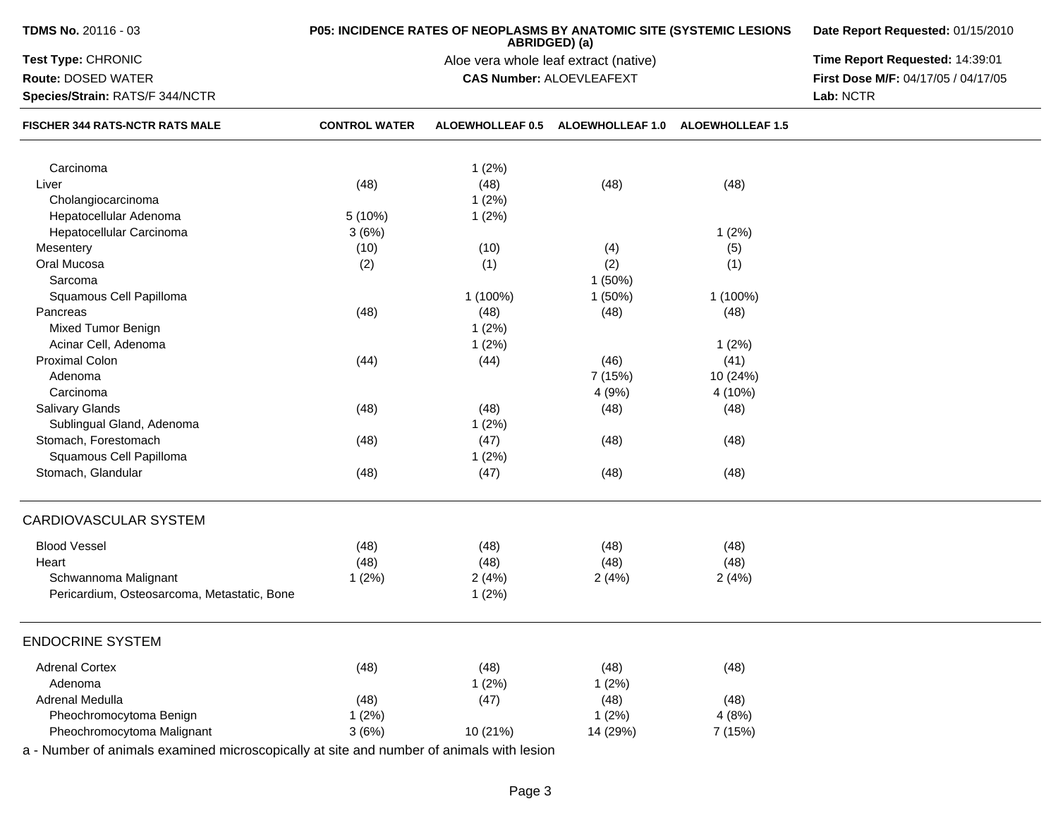| FISCHER 344 RATS-NCTR RATS MALE | CONTROL WATER | ALOEWHOLLEAF 0.5 | ALOEWHOLLEAF 1.0 | ALOEWHOLLEAF 1.5 |
|---|---|---|---|---|
| Carcinoma | | 1 (2%) | | |
| Liver | (48) | (48) | (48) | (48) |
| Cholangiocarcinoma | | 1 (2%) | | |
| Hepatocellular Adenoma | 5 (10%) | 1 (2%) | | |
| Hepatocellular Carcinoma | 3 (6%) | | | 1 (2%) |
| Mesentery | (10) | (10) | (4) | (5) |
| Oral Mucosa | (2) | (1) | (2) | (1) |
| Sarcoma | | | 1 (50%) | |
| Squamous Cell Papilloma | | 1 (100%) | 1 (50%) | 1 (100%) |
| Pancreas | (48) | (48) | (48) | (48) |
| Mixed Tumor Benign | | 1 (2%) | | |
| Acinar Cell, Adenoma | | 1 (2%) | | 1 (2%) |
| Proximal Colon | (44) | (44) | (46) | (41) |
| Adenoma | | | 7 (15%) | 10 (24%) |
| Carcinoma | | | 4 (9%) | 4 (10%) |
| Salivary Glands | (48) | (48) | (48) | (48) |
| Sublingual Gland, Adenoma | | 1 (2%) | | |
| Stomach, Forestomach | (48) | (47) | (48) | (48) |
| Squamous Cell Papilloma | | 1 (2%) | | |
| Stomach, Glandular | (48) | (47) | (48) | (48) |
| **CARDIOVASCULAR SYSTEM** | | | | |
| Blood Vessel | (48) | (48) | (48) | (48) |
| Heart | (48) | (48) | (48) | (48) |
| Schwannoma Malignant | 1 (2%) | 2 (4%) | 2 (4%) | 2 (4%) |
| Pericardium, Osteosarcoma, Metastatic, Bone | | 1 (2%) | | |
| **ENDOCRINE SYSTEM** | | | | |
| Adrenal Cortex | (48) | (48) | (48) | (48) |
| Adenoma | | 1 (2%) | 1 (2%) | |
| Adrenal Medulla | (48) | (47) | (48) | (48) |
| Pheochromocytoma Benign | 1 (2%) | | 1 (2%) | 4 (8%) |
| Pheochromocytoma Malignant | 3 (6%) | 10 (21%) | 14 (29%) | 7 (15%) |

a - Number of animals examined microscopically at site and number of animals with lesion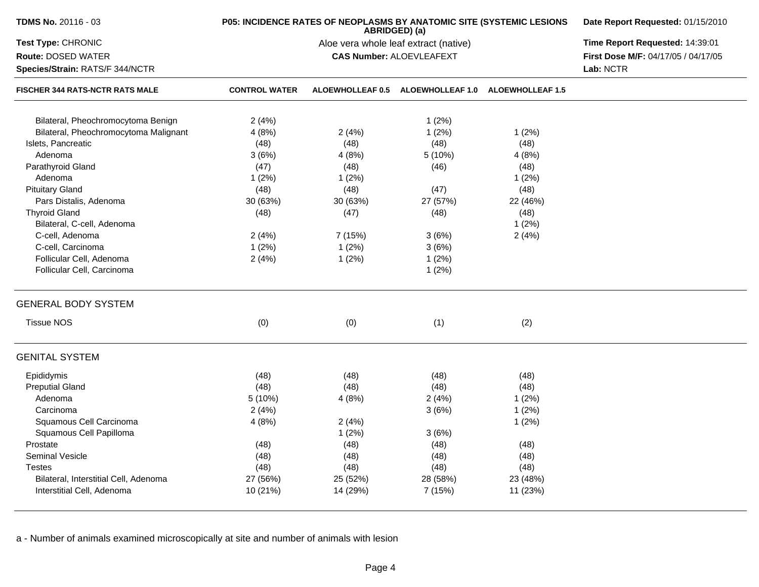**TDMS No.** 20116 - 03
**Test Type:** CHRONIC
**Route:** DOSED WATER
**Species/Strain:** RATS/F 344/NCTR

**P05: INCIDENCE RATES OF NEOPLASMS BY ANATOMIC SITE (SYSTEMIC LESIONS ABRIDGED) (a)**
Aloe vera whole leaf extract (native)
**CAS Number:** ALOEVLEAFEXT

**Date Report Requested:** 01/15/2010
**Time Report Requested:** 14:39:01
**First Dose M/F:** 04/17/05 / 04/17/05
**Lab:** NCTR

| FISCHER 344 RATS-NCTR RATS MALE | CONTROL WATER | ALOEWHOLLEAF 0.5 | ALOEWHOLLEAF 1.0 | ALOEWHOLLEAF 1.5 |
|---|---|---|---|---|
| Bilateral, Pheochromocytoma Benign | 2 (4%) | | 1 (2%) | |
| Bilateral, Pheochromocytoma Malignant | 4 (8%) | 2 (4%) | 1 (2%) | 1 (2%) |
| Islets, Pancreatic | (48) | (48) | (48) | (48) |
| Adenoma | 3 (6%) | 4 (8%) | 5 (10%) | 4 (8%) |
| Parathyroid Gland | (47) | (48) | (46) | (48) |
| Adenoma | 1 (2%) | 1 (2%) | | 1 (2%) |
| Pituitary Gland | (48) | (48) | (47) | (48) |
| Pars Distalis, Adenoma | 30 (63%) | 30 (63%) | 27 (57%) | 22 (46%) |
| Thyroid Gland | (48) | (47) | (48) | (48) |
| Bilateral, C-cell, Adenoma | | | | 1 (2%) |
| C-cell, Adenoma | 2 (4%) | 7 (15%) | 3 (6%) | 2 (4%) |
| C-cell, Carcinoma | 1 (2%) | 1 (2%) | 3 (6%) | |
| Follicular Cell, Adenoma | 2 (4%) | 1 (2%) | 1 (2%) | |
| Follicular Cell, Carcinoma | | | 1 (2%) | |
| **GENERAL BODY SYSTEM** | | | | |
| Tissue NOS | (0) | (0) | (1) | (2) |
| **GENITAL SYSTEM** | | | | |
| Epididymis | (48) | (48) | (48) | (48) |
| Preputial Gland | (48) | (48) | (48) | (48) |
| Adenoma | 5 (10%) | 4 (8%) | 2 (4%) | 1 (2%) |
| Carcinoma | 2 (4%) | | 3 (6%) | 1 (2%) |
| Squamous Cell Carcinoma | 4 (8%) | 2 (4%) | | 1 (2%) |
| Squamous Cell Papilloma | | 1 (2%) | 3 (6%) | |
| Prostate | (48) | (48) | (48) | (48) |
| Seminal Vesicle | (48) | (48) | (48) | (48) |
| Testes | (48) | (48) | (48) | (48) |
| Bilateral, Interstitial Cell, Adenoma | 27 (56%) | 25 (52%) | 28 (58%) | 23 (48%) |
| Interstitial Cell, Adenoma | 10 (21%) | 14 (29%) | 7 (15%) | 11 (23%) |

a - Number of animals examined microscopically at site and number of animals with lesion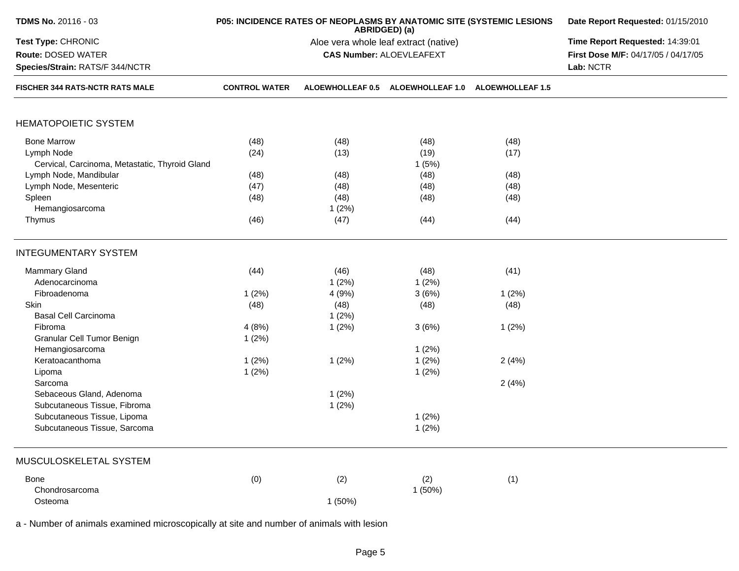**TDMS No.** 20116 - 03
**Test Type:** CHRONIC
**Route:** DOSED WATER
**Species/Strain:** RATS/F 344/NCTR

**P05: INCIDENCE RATES OF NEOPLASMS BY ANATOMIC SITE (SYSTEMIC LESIONS ABRIDGED) (a)**
Aloe vera whole leaf extract (native)
**CAS Number:** ALOEVLEAFEXT

**Date Report Requested:** 01/15/2010
**Time Report Requested:** 14:39:01
**First Dose M/F:** 04/17/05 / 04/17/05
**Lab:** NCTR

| FISCHER 344 RATS-NCTR RATS MALE | CONTROL WATER | ALOEWHOLLEAF 0.5 | ALOEWHOLLEAF 1.0 | ALOEWHOLLEAF 1.5 |
|---|---|---|---|---|
| **HEMATOPOIETIC SYSTEM** | | | | |
| Bone Marrow | (48) | (48) | (48) | (48) |
| Lymph Node | (24) | (13) | (19) | (17) |
| Cervical, Carcinoma, Metastatic, Thyroid Gland | | | 1 (5%) | |
| Lymph Node, Mandibular | (48) | (48) | (48) | (48) |
| Lymph Node, Mesenteric | (47) | (48) | (48) | (48) |
| Spleen | (48) | (48) | (48) | (48) |
| Hemangiosarcoma | | 1 (2%) | | |
| Thymus | (46) | (47) | (44) | (44) |
| **INTEGUMENTARY SYSTEM** | | | | |
| Mammary Gland | (44) | (46) | (48) | (41) |
| Adenocarcinoma | | 1 (2%) | 1 (2%) | |
| Fibroadenoma | 1 (2%) | 4 (9%) | 3 (6%) | 1 (2%) |
| Skin | (48) | (48) | (48) | (48) |
| Basal Cell Carcinoma | | 1 (2%) | | |
| Fibroma | 4 (8%) | 1 (2%) | 3 (6%) | 1 (2%) |
| Granular Cell Tumor Benign | 1 (2%) | | | |
| Hemangiosarcoma | | | 1 (2%) | |
| Keratoacanthoma | 1 (2%) | 1 (2%) | 1 (2%) | 2 (4%) |
| Lipoma | 1 (2%) | | 1 (2%) | |
| Sarcoma | | | | 2 (4%) |
| Sebaceous Gland, Adenoma | | 1 (2%) | | |
| Subcutaneous Tissue, Fibroma | | 1 (2%) | | |
| Subcutaneous Tissue, Lipoma | | | 1 (2%) | |
| Subcutaneous Tissue, Sarcoma | | | 1 (2%) | |
| **MUSCULOSKELETAL SYSTEM** | | | | |
| Bone | (0) | (2) | (2) | (1) |
| Chondrosarcoma | | | 1 (50%) | |
| Osteoma | | 1 (50%) | | |

a - Number of animals examined microscopically at site and number of animals with lesion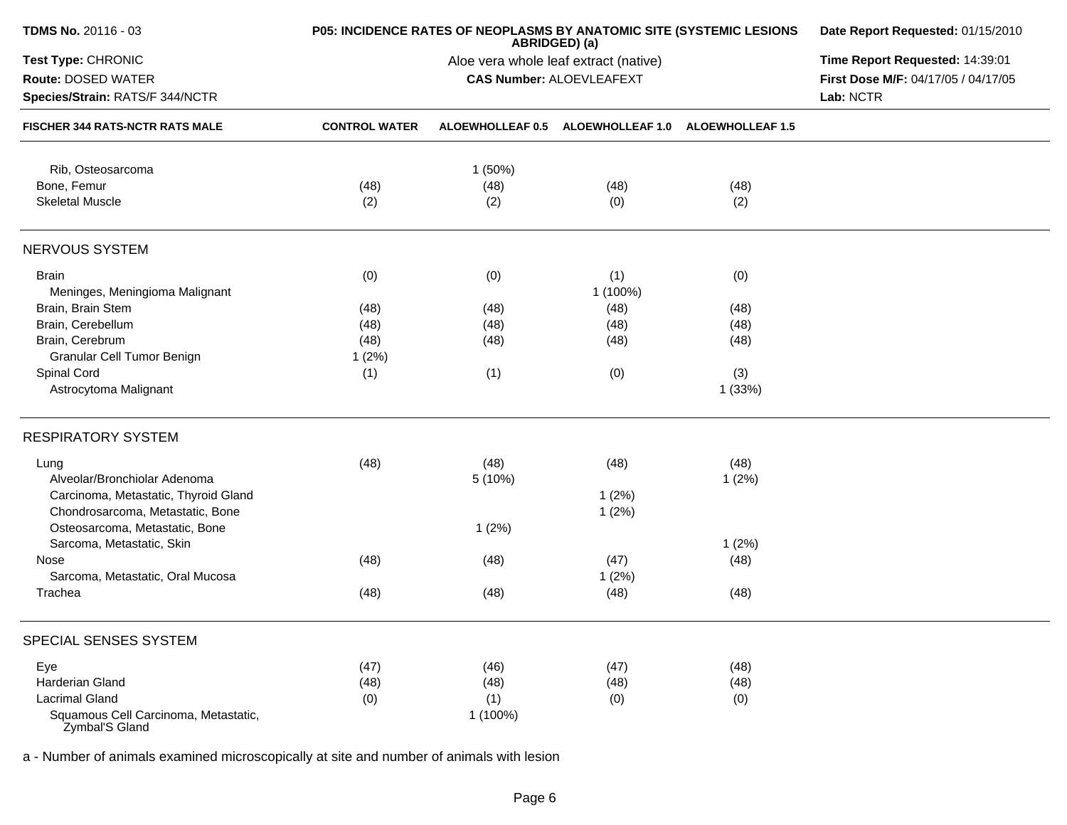| FISCHER 344 RATS-NCTR RATS MALE | CONTROL WATER | ALOEWHOLLEAF 0.5 | ALOEWHOLLEAF 1.0 | ALOEWHOLLEAF 1.5 |
|---|---|---|---|---|
| Rib, Osteosarcoma | | 1 (50%) | | |
| Bone, Femur | (48) | (48) | (48) | (48) |
| Skeletal Muscle | (2) | (2) | (0) | (2) |
| **NERVOUS SYSTEM** | | | | |
| Brain | (0) | (0) | (1) | (0) |
| Meninges, Meningioma Malignant | | | 1 (100%) | |
| Brain, Brain Stem | (48) | (48) | (48) | (48) |
| Brain, Cerebellum | (48) | (48) | (48) | (48) |
| Brain, Cerebrum | (48) | (48) | (48) | (48) |
| Granular Cell Tumor Benign | 1 (2%) | | | |
| Spinal Cord | (1) | (1) | (0) | (3) |
| Astrocytoma Malignant | | | | 1 (33%) |
| **RESPIRATORY SYSTEM** | | | | |
| Lung | (48) | (48) | (48) | (48) |
| Alveolar/Bronchiolar Adenoma | | 5 (10%) | | 1 (2%) |
| Carcinoma, Metastatic, Thyroid Gland | | | 1 (2%) | |
| Chondrosarcoma, Metastatic, Bone | | | 1 (2%) | |
| Osteosarcoma, Metastatic, Bone | | 1 (2%) | | |
| Sarcoma, Metastatic, Skin | | | | 1 (2%) |
| Nose | (48) | (48) | (47) | (48) |
| Sarcoma, Metastatic, Oral Mucosa | | | 1 (2%) | |
| Trachea | (48) | (48) | (48) | (48) |
| **SPECIAL SENSES SYSTEM** | | | | |
| Eye | (47) | (46) | (47) | (48) |
| Harderian Gland | (48) | (48) | (48) | (48) |
| Lacrimal Gland | (0) | (1) | (0) | (0) |
| Squamous Cell Carcinoma, Metastatic, Zymbal'S Gland | | 1 (100%) | | |

a - Number of animals examined microscopically at site and number of animals with lesion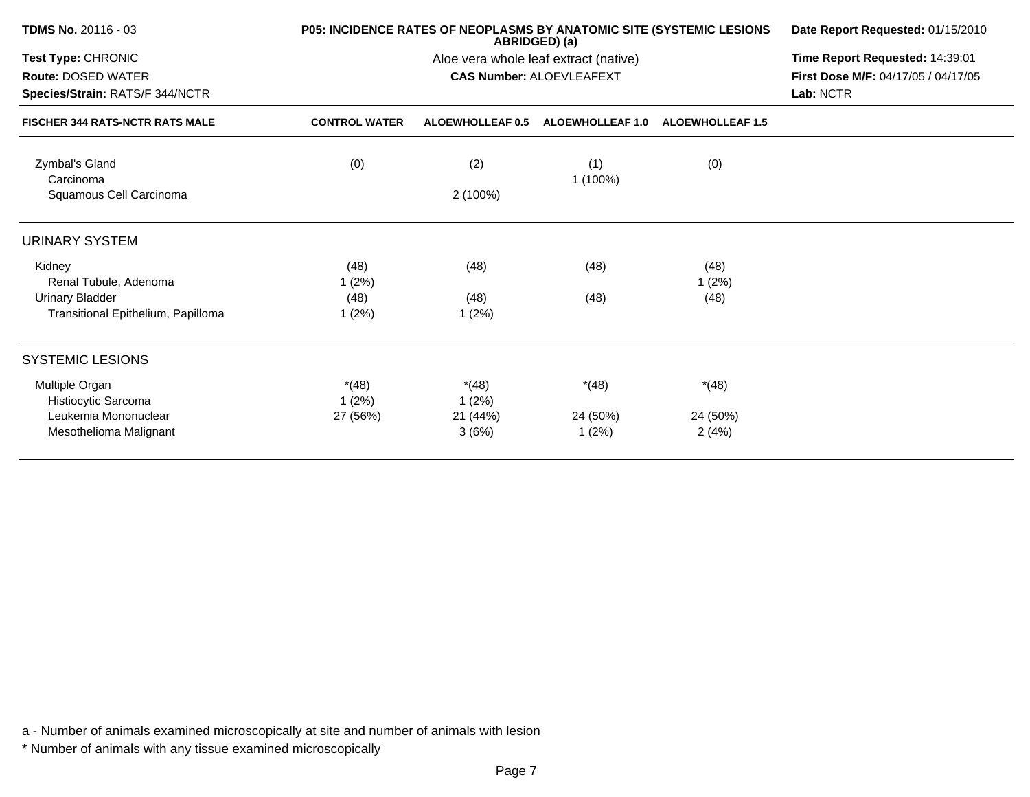**TDMS No.** 20116 - 03
**Test Type:** CHRONIC
**Route:** DOSED WATER
**Species/Strain:** RATS/F 344/NCTR

**P05: INCIDENCE RATES OF NEOPLASMS BY ANATOMIC SITE (SYSTEMIC LESIONS ABRIDGED) (a)**
Aloe vera whole leaf extract (native)
**CAS Number:** ALOEVLEAFEXT

**Date Report Requested:** 01/15/2010
**Time Report Requested:** 14:39:01
**First Dose M/F:** 04/17/05 / 04/17/05
**Lab:** NCTR

| FISCHER 344 RATS-NCTR RATS MALE | CONTROL WATER | ALOEWHOLLEAF 0.5 | ALOEWHOLLEAF 1.0 | ALOEWHOLLEAF 1.5 |
|---|---|---|---|---|
| Zymbal's Gland | (0) | (2) | (1) | (0) |
| Carcinoma | | | 1 (100%) | |
| Squamous Cell Carcinoma | | 2 (100%) | | |
| **URINARY SYSTEM** | | | | |
| Kidney | (48) | (48) | (48) | (48) |
| Renal Tubule, Adenoma | 1 (2%) | | | 1 (2%) |
| Urinary Bladder | (48) | (48) | (48) | (48) |
| Transitional Epithelium, Papilloma | 1 (2%) | 1 (2%) | | |
| **SYSTEMIC LESIONS** | | | | |
| Multiple Organ | *(48) | *(48) | *(48) | *(48) |
| Histiocytic Sarcoma | 1 (2%) | 1 (2%) | | |
| Leukemia Mononuclear | 27 (56%) | 21 (44%) | 24 (50%) | 24 (50%) |
| Mesothelioma Malignant | | 3 (6%) | 1 (2%) | 2 (4%) |

a - Number of animals examined microscopically at site and number of animals with lesion

* Number of animals with any tissue examined microscopically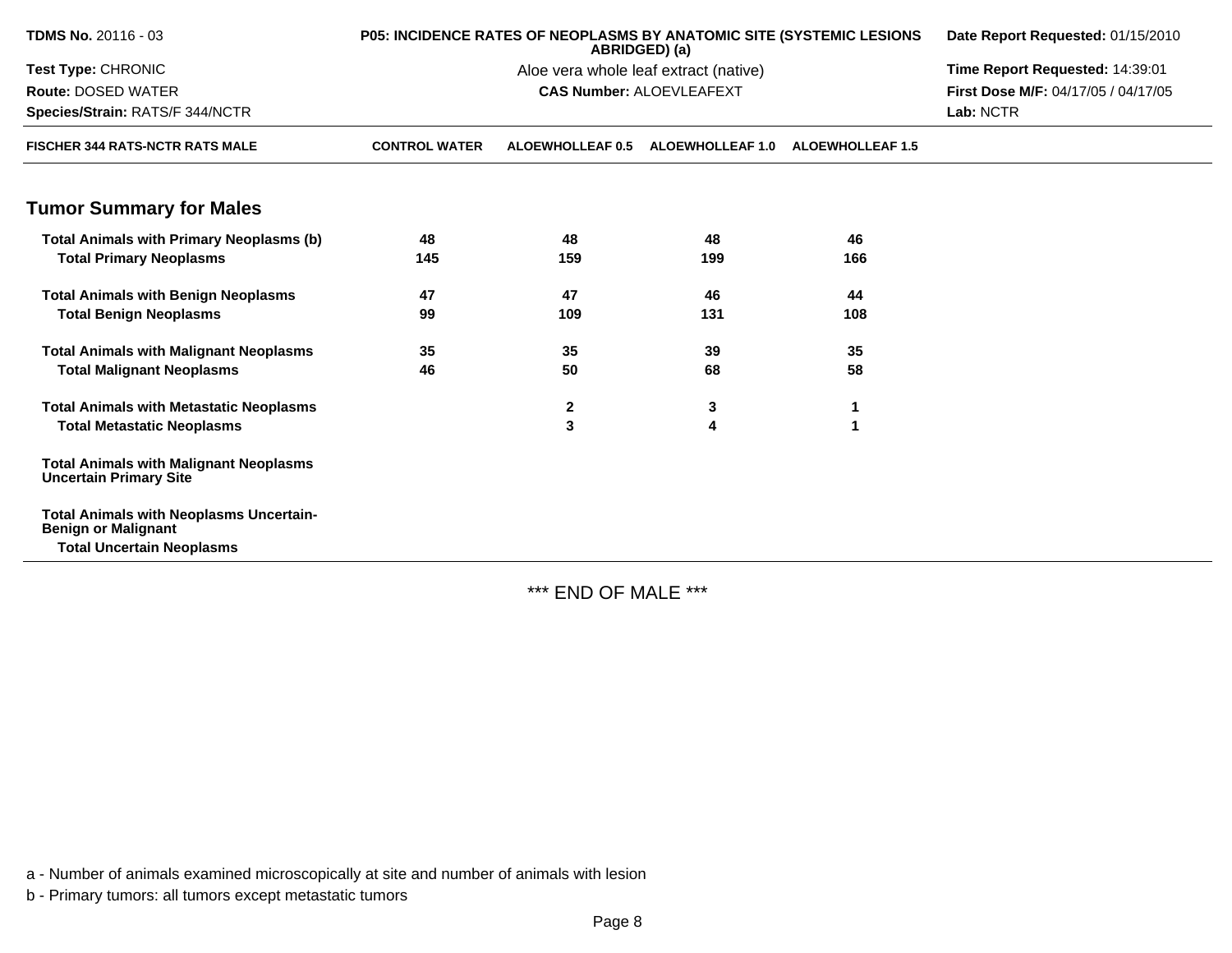| FISCHER 344 RATS-NCTR RATS MALE | CONTROL WATER | ALOEWHOLLEAF 0.5 | ALOEWHOLLEAF 1.0 | ALOEWHOLLEAF 1.5 |
|---|---|---|---|---|
| **Tumor Summary for Males** | | | | |
| **Total Animals with Primary Neoplasms (b)** | 48 | 48 | 48 | 46 |
| **Total Primary Neoplasms** | 145 | 159 | 199 | 166 |
| **Total Animals with Benign Neoplasms** | 47 | 47 | 46 | 44 |
| **Total Benign Neoplasms** | 99 | 109 | 131 | 108 |
| **Total Animals with Malignant Neoplasms** | 35 | 35 | 39 | 35 |
| **Total Malignant Neoplasms** | 46 | 50 | 68 | 58 |
| **Total Animals with Metastatic Neoplasms** | | 2 | 3 | 1 |
| **Total Metastatic Neoplasms** | | 3 | 4 | 1 |
| **Total Animals with Malignant Neoplasms Uncertain Primary Site** | | | | |
| **Total Animals with Neoplasms Uncertain-Benign or Malignant** | | | | |
| **Total Uncertain Neoplasms** | | | | |

*** END OF MALE ***

a - Number of animals examined microscopically at site and number of animals with lesion

b - Primary tumors: all tumors except metastatic tumors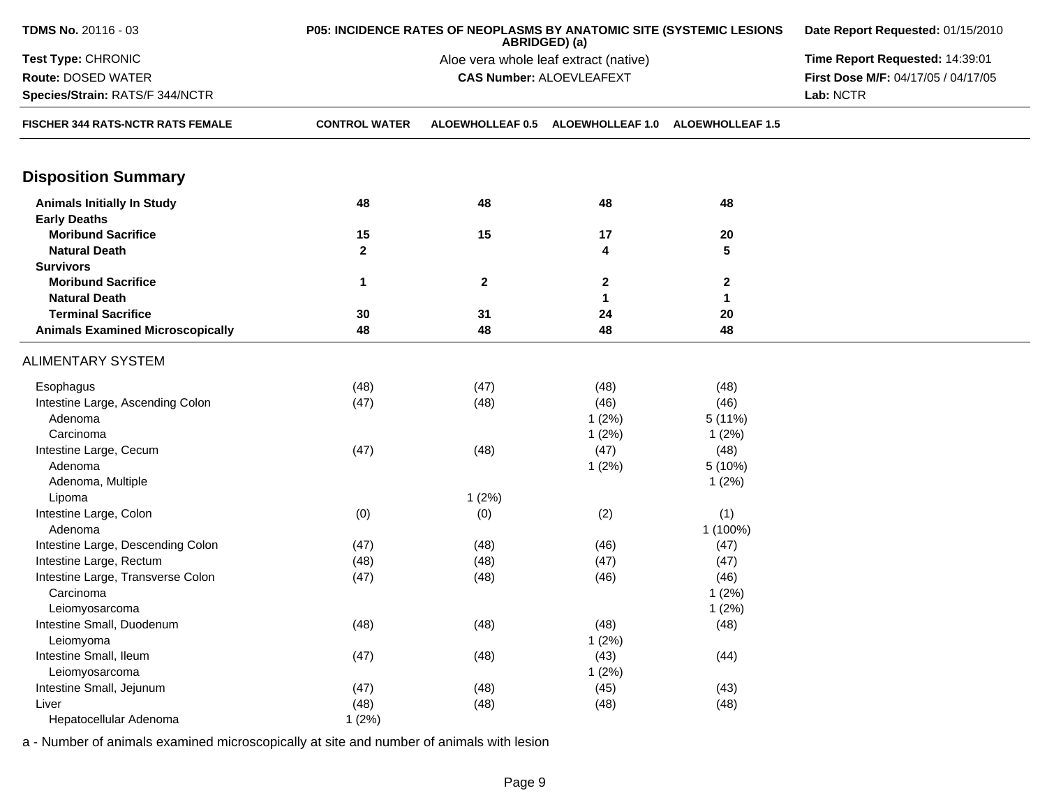**TDMS No.** 20116 - 03
**Test Type:** CHRONIC
**Route:** DOSED WATER
**Species/Strain:** RATS/F 344/NCTR

**P05: INCIDENCE RATES OF NEOPLASMS BY ANATOMIC SITE (SYSTEMIC LESIONS ABRIDGED) (a)**
Aloe vera whole leaf extract (native)
**CAS Number:** ALOEVLEAFEXT

**Date Report Requested:** 01/15/2010
**Time Report Requested:** 14:39:01
**First Dose M/F:** 04/17/05 / 04/17/05
**Lab:** NCTR

| FISCHER 344 RATS-NCTR RATS FEMALE | CONTROL WATER | ALOEWHOLLEAF 0.5 | ALOEWHOLLEAF 1.0 | ALOEWHOLLEAF 1.5 |
|---|---|---|---|---|
| **Disposition Summary** | | | | |
| **Animals Initially In Study** | 48 | 48 | 48 | 48 |
| **Early Deaths** | | | | |
| **Moribund Sacrifice** | 15 | 15 | 17 | 20 |
| **Natural Death** | 2 | | 4 | 5 |
| **Survivors** | | | | |
| **Moribund Sacrifice** | 1 | 2 | 2 | 2 |
| **Natural Death** | | | 1 | 1 |
| **Terminal Sacrifice** | 30 | 31 | 24 | 20 |
| **Animals Examined Microscopically** | 48 | 48 | 48 | 48 |
| ALIMENTARY SYSTEM | | | | |
| Esophagus | (48) | (47) | (48) | (48) |
| Intestine Large, Ascending Colon | (47) | (48) | (46) | (46) |
| Adenoma | | | 1 (2%) | 5 (11%) |
| Carcinoma | | | 1 (2%) | 1 (2%) |
| Intestine Large, Cecum | (47) | (48) | (47) | (48) |
| Adenoma | | | 1 (2%) | 5 (10%) |
| Adenoma, Multiple | | | | 1 (2%) |
| Lipoma | | 1 (2%) | | |
| Intestine Large, Colon | (0) | (0) | (2) | (1) |
| Adenoma | | | | 1 (100%) |
| Intestine Large, Descending Colon | (47) | (48) | (46) | (47) |
| Intestine Large, Rectum | (48) | (48) | (47) | (47) |
| Intestine Large, Transverse Colon | (47) | (48) | (46) | (46) |
| Carcinoma | | | | 1 (2%) |
| Leiomyosarcoma | | | | 1 (2%) |
| Intestine Small, Duodenum | (48) | (48) | (48) | (48) |
| Leiomyoma | | | 1 (2%) | |
| Intestine Small, Ileum | (47) | (48) | (43) | (44) |
| Leiomyosarcoma | | | 1 (2%) | |
| Intestine Small, Jejunum | (47) | (48) | (45) | (43) |
| Liver | (48) | (48) | (48) | (48) |
| Hepatocellular Adenoma | 1 (2%) | | | |

a - Number of animals examined microscopically at site and number of animals with lesion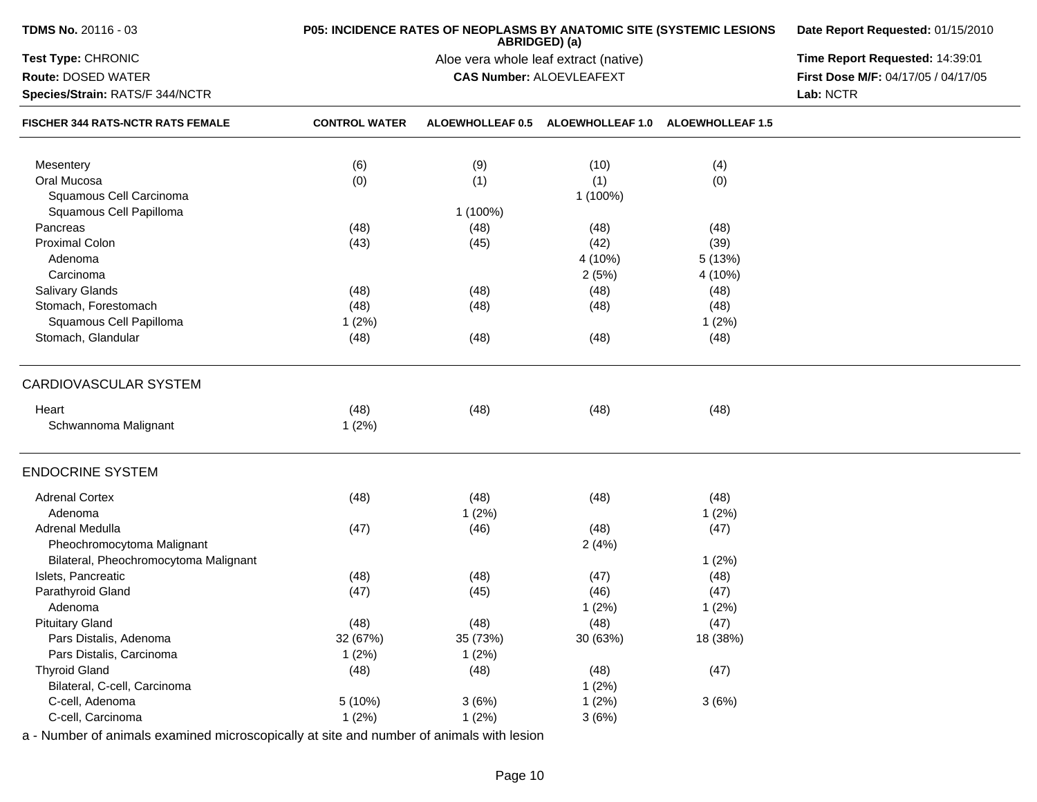**TDMS No.** 20116 - 03

**Test Type:** CHRONIC

**Route:** DOSED WATER

**Species/Strain:** RATS/F 344/NCTR

**P05: INCIDENCE RATES OF NEOPLASMS BY ANATOMIC SITE (SYSTEMIC LESIONS ABRIDGED) (a)**

Aloe vera whole leaf extract (native)

**CAS Number:** ALOEVLEAFEXT

**Date Report Requested:** 01/15/2010

**Time Report Requested:** 14:39:01

**First Dose M/F:** 04/17/05 / 04/17/05

**Lab:** NCTR

| FISCHER 344 RATS-NCTR RATS FEMALE | CONTROL WATER | ALOEWHOLLEAF 0.5 | ALOEWHOLLEAF 1.0 | ALOEWHOLLEAF 1.5 |
|---|---|---|---|---|
| Mesentery | (6) | (9) | (10) | (4) |
| Oral Mucosa | (0) | (1) | (1) | (0) |
| Squamous Cell Carcinoma | | | 1 (100%) | |
| Squamous Cell Papilloma | | 1 (100%) | | |
| Pancreas | (48) | (48) | (48) | (48) |
| Proximal Colon | (43) | (45) | (42) | (39) |
| Adenoma | | | 4 (10%) | 5 (13%) |
| Carcinoma | | | 2 (5%) | 4 (10%) |
| Salivary Glands | (48) | (48) | (48) | (48) |
| Stomach, Forestomach | (48) | (48) | (48) | (48) |
| Squamous Cell Papilloma | 1 (2%) | | | 1 (2%) |
| Stomach, Glandular | (48) | (48) | (48) | (48) |
| **CARDIOVASCULAR SYSTEM** | | | | |
| Heart | (48) | (48) | (48) | (48) |
| Schwannoma Malignant | 1 (2%) | | | |
| **ENDOCRINE SYSTEM** | | | | |
| Adrenal Cortex | (48) | (48) | (48) | (48) |
| Adenoma | | 1 (2%) | | 1 (2%) |
| Adrenal Medulla | (47) | (46) | (48) | (47) |
| Pheochromocytoma Malignant | | | 2 (4%) | |
| Bilateral, Pheochromocytoma Malignant | | | | 1 (2%) |
| Islets, Pancreatic | (48) | (48) | (47) | (48) |
| Parathyroid Gland | (47) | (45) | (46) | (47) |
| Adenoma | | | 1 (2%) | 1 (2%) |
| Pituitary Gland | (48) | (48) | (48) | (47) |
| Pars Distalis, Adenoma | 32 (67%) | 35 (73%) | 30 (63%) | 18 (38%) |
| Pars Distalis, Carcinoma | 1 (2%) | 1 (2%) | | |
| Thyroid Gland | (48) | (48) | (48) | (47) |
| Bilateral, C-cell, Carcinoma | | | 1 (2%) | |
| C-cell, Adenoma | 5 (10%) | 3 (6%) | 1 (2%) | 3 (6%) |
| C-cell, Carcinoma | 1 (2%) | 1 (2%) | 3 (6%) | |

a - Number of animals examined microscopically at site and number of animals with lesion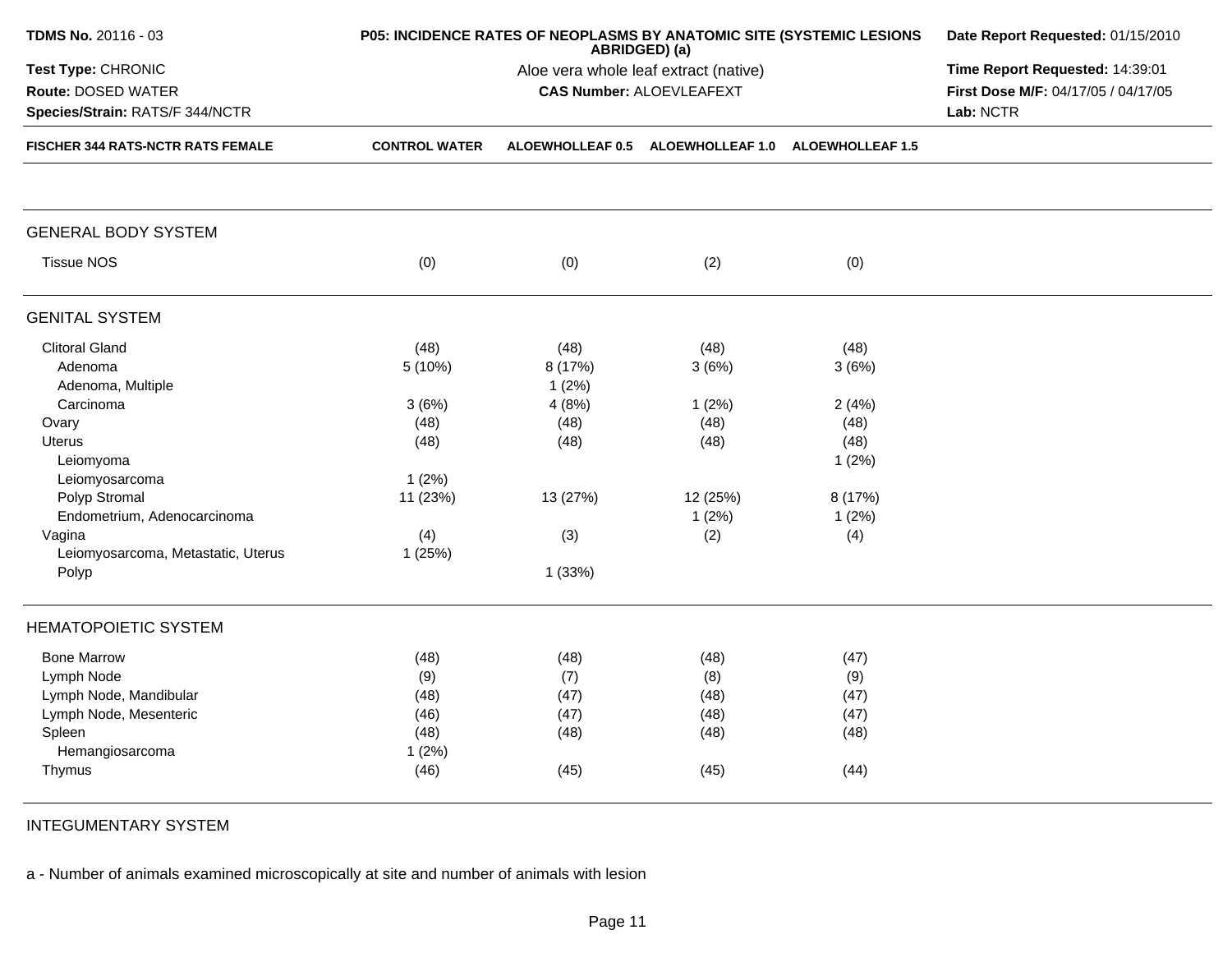**TDMS No.** 20116 - 03
**Test Type:** CHRONIC
**Route:** DOSED WATER
**Species/Strain:** RATS/F 344/NCTR

**P05: INCIDENCE RATES OF NEOPLASMS BY ANATOMIC SITE (SYSTEMIC LESIONS ABRIDGED) (a)**
Aloe vera whole leaf extract (native)
**CAS Number:** ALOEVLEAFEXT

**Date Report Requested:** 01/15/2010
**Time Report Requested:** 14:39:01
**First Dose M/F:** 04/17/05 / 04/17/05
**Lab:** NCTR

| FISCHER 344 RATS-NCTR RATS FEMALE | CONTROL WATER | ALOEWHOLLEAF 0.5 | ALOEWHOLLEAF 1.0 | ALOEWHOLLEAF 1.5 |
|---|---|---|---|---|
| **GENERAL BODY SYSTEM** | | | | |
| Tissue NOS | (0) | (0) | (2) | (0) |
| **GENITAL SYSTEM** | | | | |
| Clitoral Gland | (48) | (48) | (48) | (48) |
| Adenoma | 5 (10%) | 8 (17%) | 3 (6%) | 3 (6%) |
| Adenoma, Multiple | | 1 (2%) | | |
| Carcinoma | 3 (6%) | 4 (8%) | 1 (2%) | 2 (4%) |
| Ovary | (48) | (48) | (48) | (48) |
| Uterus | (48) | (48) | (48) | (48) |
| Leiomyoma | | | | 1 (2%) |
| Leiomyosarcoma | 1 (2%) | | | |
| Polyp Stromal | 11 (23%) | 13 (27%) | 12 (25%) | 8 (17%) |
| Endometrium, Adenocarcinoma | | | 1 (2%) | 1 (2%) |
| Vagina | (4) | (3) | (2) | (4) |
| Leiomyosarcoma, Metastatic, Uterus | 1 (25%) | | | |
| Polyp | | 1 (33%) | | |
| **HEMATOPOIETIC SYSTEM** | | | | |
| Bone Marrow | (48) | (48) | (48) | (47) |
| Lymph Node | (9) | (7) | (8) | (9) |
| Lymph Node, Mandibular | (48) | (47) | (48) | (47) |
| Lymph Node, Mesenteric | (46) | (47) | (48) | (47) |
| Spleen | (48) | (48) | (48) | (48) |
| Hemangiosarcoma | 1 (2%) | | | |
| Thymus | (46) | (45) | (45) | (44) |
| **INTEGUMENTARY SYSTEM** | | | | |

a - Number of animals examined microscopically at site and number of animals with lesion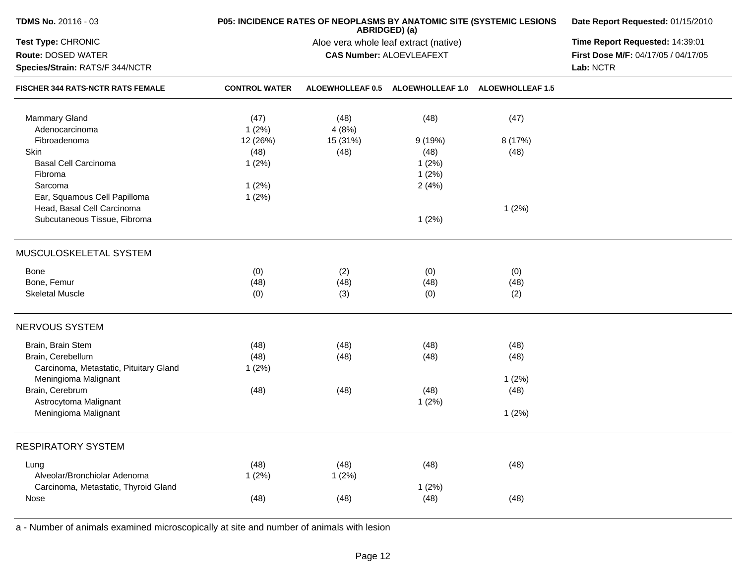**TDMS No.** 20116 - 03
**Test Type:** CHRONIC
**Route:** DOSED WATER
**Species/Strain:** RATS/F 344/NCTR

**P05: INCIDENCE RATES OF NEOPLASMS BY ANATOMIC SITE (SYSTEMIC LESIONS ABRIDGED) (a)**
Aloe vera whole leaf extract (native)
**CAS Number:** ALOEVLEAFEXT

**Date Report Requested:** 01/15/2010
**Time Report Requested:** 14:39:01
**First Dose M/F:** 04/17/05 / 04/17/05
**Lab:** NCTR

| FISCHER 344 RATS-NCTR RATS FEMALE | CONTROL WATER | ALOEWHOLLEAF 0.5 | ALOEWHOLLEAF 1.0 | ALOEWHOLLEAF 1.5 |
|---|---|---|---|---|
| Mammary Gland | (47) | (48) | (48) | (47) |
| Adenocarcinoma | 1 (2%) | 4 (8%) | | |
| Fibroadenoma | 12 (26%) | 15 (31%) | 9 (19%) | 8 (17%) |
| Skin | (48) | (48) | (48) | (48) |
| Basal Cell Carcinoma | 1 (2%) | | 1 (2%) | |
| Fibroma | | | 1 (2%) | |
| Sarcoma | 1 (2%) | | 2 (4%) | |
| Ear, Squamous Cell Papilloma | 1 (2%) | | | |
| Head, Basal Cell Carcinoma | | | | 1 (2%) |
| Subcutaneous Tissue, Fibroma | | | 1 (2%) | |
| **MUSCULOSKELETAL SYSTEM** | | | | |
| Bone | (0) | (2) | (0) | (0) |
| Bone, Femur | (48) | (48) | (48) | (48) |
| Skeletal Muscle | (0) | (3) | (0) | (2) |
| **NERVOUS SYSTEM** | | | | |
| Brain, Brain Stem | (48) | (48) | (48) | (48) |
| Brain, Cerebellum | (48) | (48) | (48) | (48) |
| Carcinoma, Metastatic, Pituitary Gland | 1 (2%) | | | |
| Meningioma Malignant | | | | 1 (2%) |
| Brain, Cerebrum | (48) | (48) | (48) | (48) |
| Astrocytoma Malignant | | | 1 (2%) | |
| Meningioma Malignant | | | | 1 (2%) |
| **RESPIRATORY SYSTEM** | | | | |
| Lung | (48) | (48) | (48) | (48) |
| Alveolar/Bronchiolar Adenoma | 1 (2%) | 1 (2%) | | |
| Carcinoma, Metastatic, Thyroid Gland | | | 1 (2%) | |
| Nose | (48) | (48) | (48) | (48) |

a - Number of animals examined microscopically at site and number of animals with lesion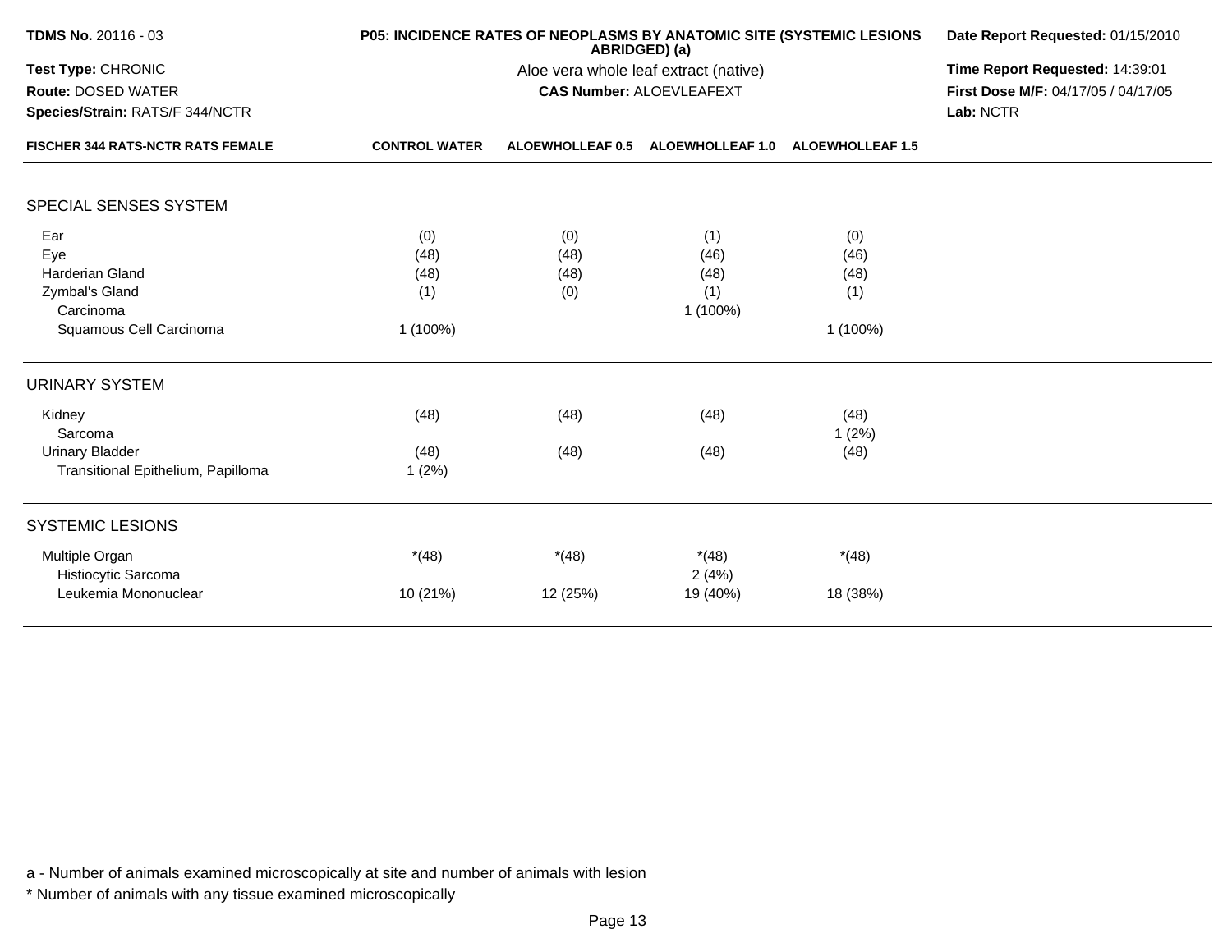**TDMS No.** 20116 - 03

**Test Type:** CHRONIC

**Route:** DOSED WATER

**Species/Strain:** RATS/F 344/NCTR

**P05: INCIDENCE RATES OF NEOPLASMS BY ANATOMIC SITE (SYSTEMIC LESIONS ABRIDGED) (a)**

Aloe vera whole leaf extract (native)

**CAS Number:** ALOEVLEAFEXT

**Date Report Requested:** 01/15/2010

**Time Report Requested:** 14:39:01

**First Dose M/F:** 04/17/05 / 04/17/05

**Lab:** NCTR

| FISCHER 344 RATS-NCTR RATS FEMALE | CONTROL WATER | ALOEWHOLLEAF 0.5 | ALOEWHOLLEAF 1.0 | ALOEWHOLLEAF 1.5 |
|---|---|---|---|---|
| **SPECIAL SENSES SYSTEM** | | | | |
| Ear | (0) | (0) | (1) | (0) |
| Eye | (48) | (48) | (46) | (46) |
| Harderian Gland | (48) | (48) | (48) | (48) |
| Zymbal's Gland | (1) | (0) | (1) | (1) |
| Carcinoma | | | 1 (100%) | |
| Squamous Cell Carcinoma | 1 (100%) | | | 1 (100%) |
| **URINARY SYSTEM** | | | | |
| Kidney | (48) | (48) | (48) | (48) |
| Sarcoma | | | | 1 (2%) |
| Urinary Bladder | (48) | (48) | (48) | (48) |
| Transitional Epithelium, Papilloma | 1 (2%) | | | |
| **SYSTEMIC LESIONS** | | | | |
| Multiple Organ | *(48) | *(48) | *(48) | *(48) |
| Histiocytic Sarcoma | | | 2 (4%) | |
| Leukemia Mononuclear | 10 (21%) | 12 (25%) | 19 (40%) | 18 (38%) |

a - Number of animals examined microscopically at site and number of animals with lesion

* Number of animals with any tissue examined microscopically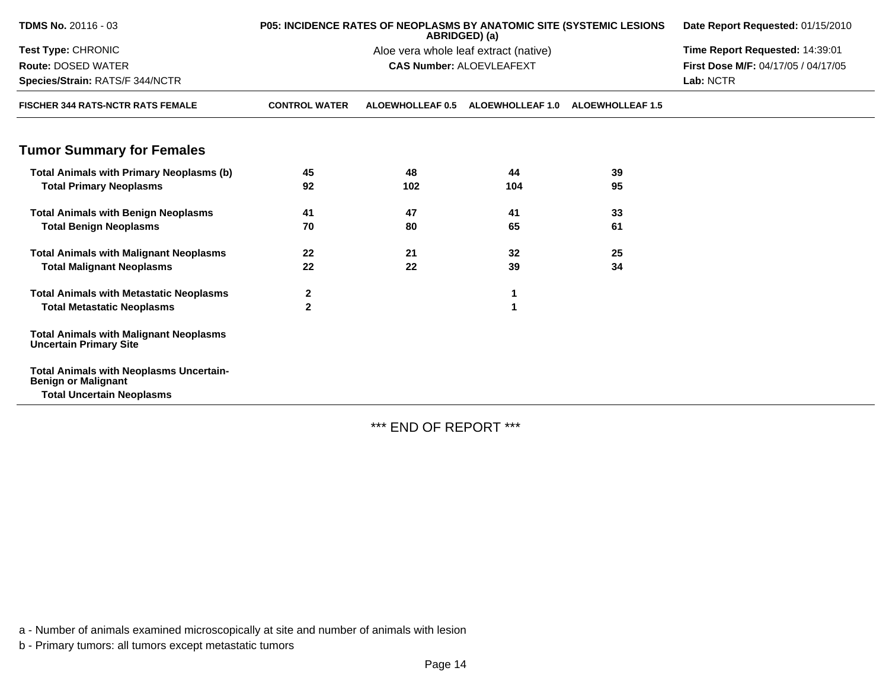| FISCHER 344 RATS-NCTR RATS FEMALE | CONTROL WATER | ALOEWHOLLEAF 0.5 | ALOEWHOLLEAF 1.0 | ALOEWHOLLEAF 1.5 |
|---|---|---|---|---|

## Tumor Summary for Females

| | | | | |
|---|---|---|---|---|
| **Total Animals with Primary Neoplasms (b)** | 45 | 48 | 44 | 39 |
| **Total Primary Neoplasms** | 92 | 102 | 104 | 95 |
| **Total Animals with Benign Neoplasms** | 41 | 47 | 41 | 33 |
| **Total Benign Neoplasms** | 70 | 80 | 65 | 61 |
| **Total Animals with Malignant Neoplasms** | 22 | 21 | 32 | 25 |
| **Total Malignant Neoplasms** | 22 | 22 | 39 | 34 |
| **Total Animals with Metastatic Neoplasms** | 2 | | 1 | |
| **Total Metastatic Neoplasms** | 2 | | 1 | |
| **Total Animals with Malignant Neoplasms Uncertain Primary Site** | | | | |
| **Total Animals with Neoplasms Uncertain-Benign or Malignant** | | | | |
| **Total Uncertain Neoplasms** | | | | |

\*\*\* END OF REPORT \*\*\*

a - Number of animals examined microscopically at site and number of animals with lesion

b - Primary tumors: all tumors except metastatic tumors